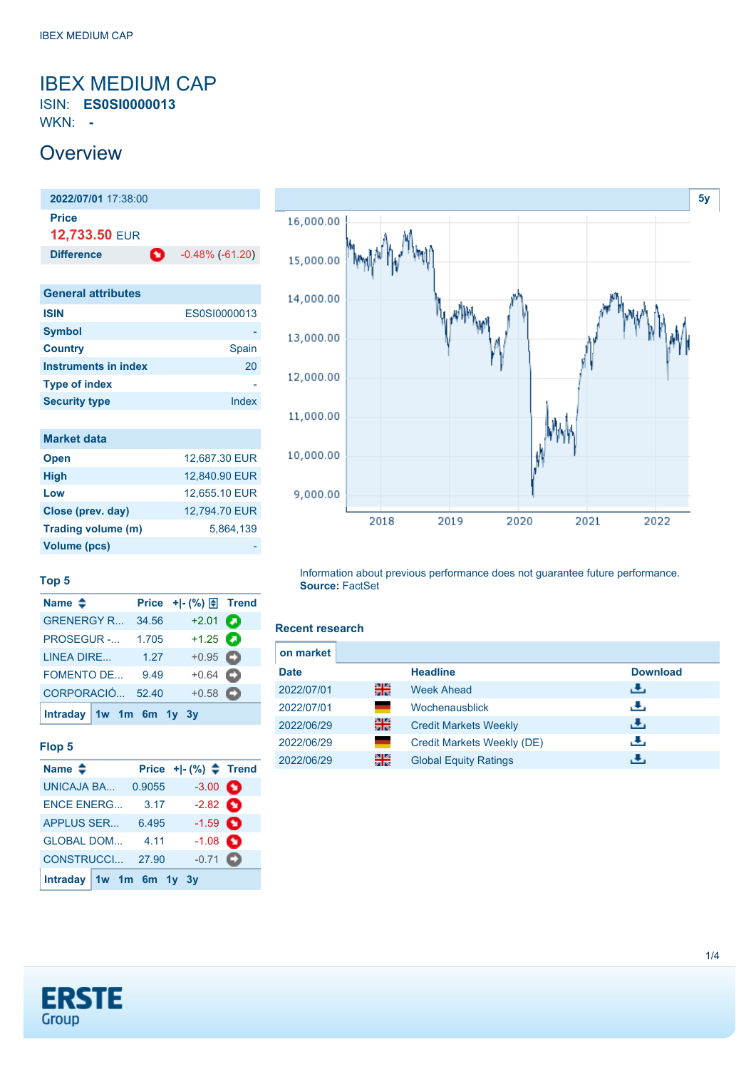# IBEX MEDIUM CAP

ISIN: **ES0SI0000013**

WKN: **-**

## Overview

| **2022/07/01** 17:38:00 | |
|---|---|
| **Price** | |
| **12,733.50** EUR | |
| **Difference** | -0.48% (-61.20) |

| General attributes | |
|---|---|
| ISIN | ES0SI0000013 |
| Symbol | - |
| Country | Spain |
| Instruments in index | 20 |
| Type of index | - |
| Security type | Index |

| Market data | |
|---|---|
| Open | 12,687.30 EUR |
| High | 12,840.90 EUR |
| Low | 12,655.10 EUR |
| Close (prev. day) | 12,794.70 EUR |
| Trading volume (m) | 5,864,139 |
| Volume (pcs) | - |

### Top 5

| Name | Price | +\|- (%) | Trend |
|---|---|---|---|
| GRENERGY R... | 34.56 | +2.01 | |
| PROSEGUR -... | 1.705 | +1.25 | |
| LINEA DIRE... | 1.27 | +0.95 | |
| FOMENTO DE... | 9.49 | +0.64 | |
| CORPORACIÓ... | 52.40 | +0.58 | |

Intraday 1w 1m 6m 1y 3y

### Flop 5

| Name | Price | +\|- (%) | Trend |
|---|---|---|---|
| UNICAJA BA... | 0.9055 | -3.00 | |
| ENCE ENERG... | 3.17 | -2.82 | |
| APPLUS SER... | 6.495 | -1.59 | |
| GLOBAL DOM... | 4.11 | -1.08 | |
| CONSTRUCCI... | 27.90 | -0.71 | |

Intraday 1w 1m 6m 1y 3y

Information about previous performance does not guarantee future performance.
**Source:** FactSet

### Recent research

on market

| Date | Headline | Download |
|---|---|---|
| 2022/07/01 | Week Ahead | |
| 2022/07/01 | Wochenausblick | |
| 2022/06/29 | Credit Markets Weekly | |
| 2022/06/29 | Credit Markets Weekly (DE) | |
| 2022/06/29 | Global Equity Ratings | |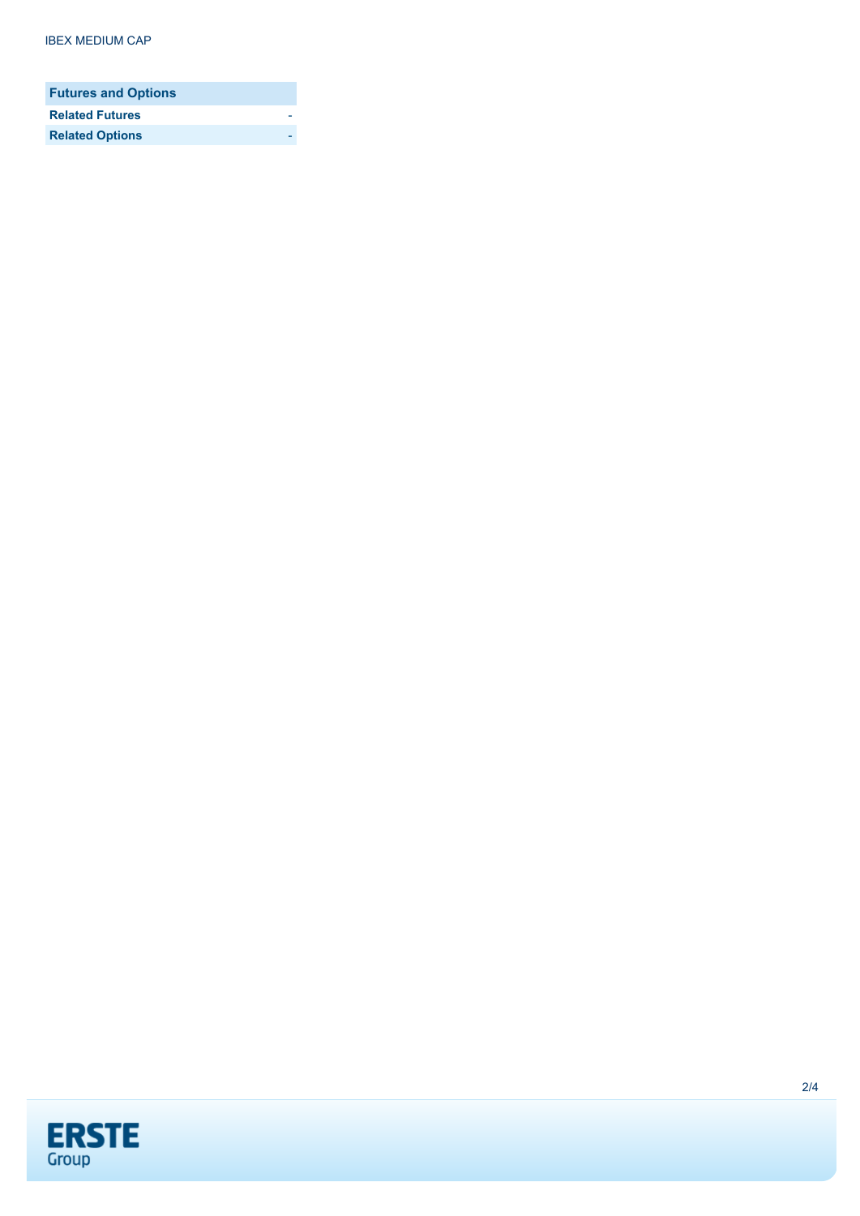| Futures and Options | |
| --- | --- |
| **Related Futures** | - |
| **Related Options** | - |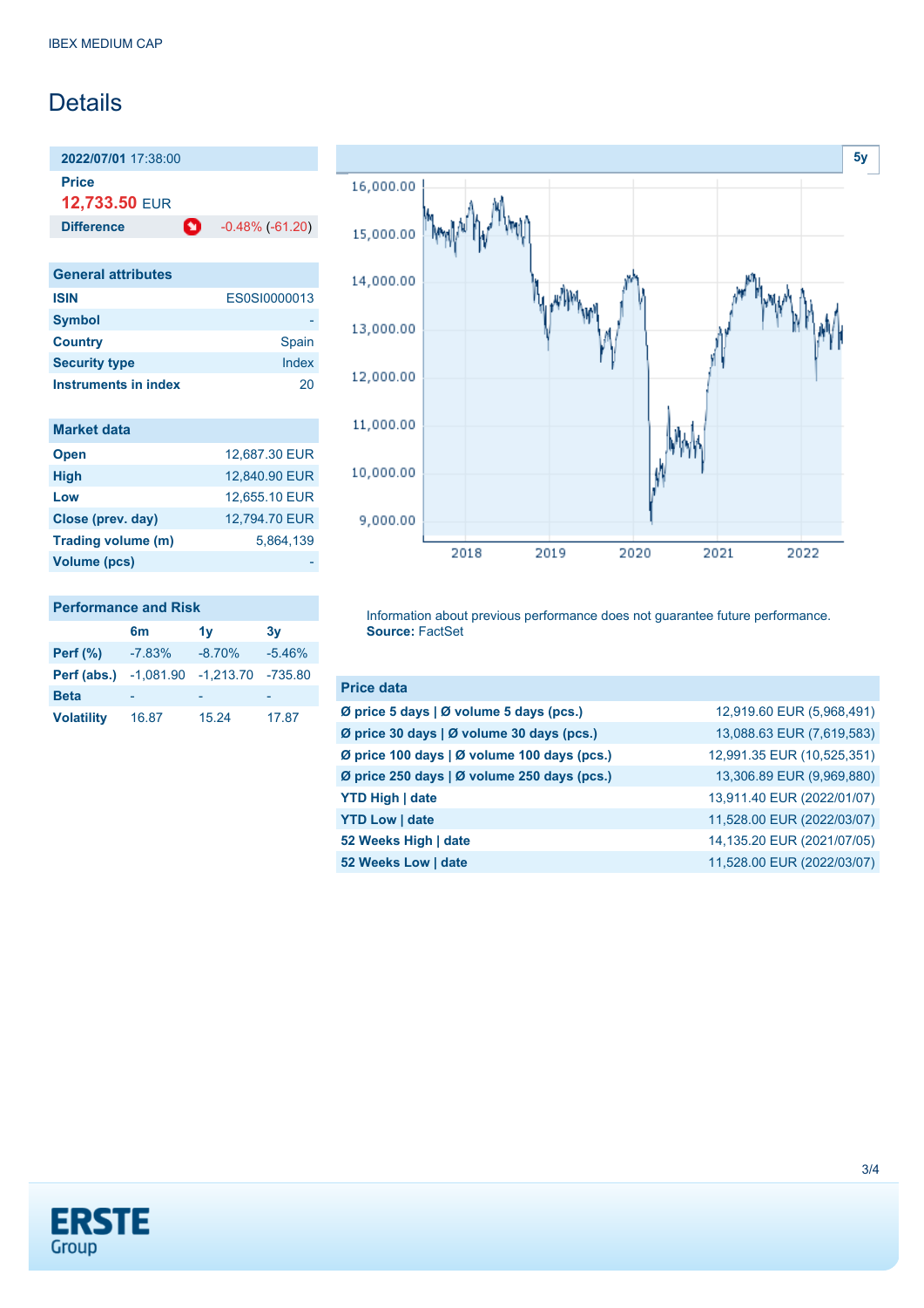IBEX MEDIUM CAP

# Details

**2022/07/01** 17:38:00

**Price**

**12,733.50** EUR

| **Difference** | -0.48% (-61.20) |
|---|---|

| General attributes | |
|---|---|
| **ISIN** | ES0SI0000013 |
| **Symbol** | - |
| **Country** | Spain |
| **Security type** | Index |
| **Instruments in index** | 20 |

| Market data | |
|---|---|
| **Open** | 12,687.30 EUR |
| **High** | 12,840.90 EUR |
| **Low** | 12,655.10 EUR |
| **Close (prev. day)** | 12,794.70 EUR |
| **Trading volume (m)** | 5,864,139 |
| **Volume (pcs)** | - |

| Performance and Risk | 6m | 1y | 3y |
|---|---|---|---|
| **Perf (%)** | -7.83% | -8.70% | -5.46% |
| **Perf (abs.)** | -1,081.90 | -1,213.70 | -735.80 |
| **Beta** | - | - | - |
| **Volatility** | 16.87 | 15.24 | 17.87 |

Information about previous performance does not guarantee future performance.
**Source:** FactSet

| Price data | |
|---|---|
| **Ø price 5 days \| Ø volume 5 days (pcs.)** | 12,919.60 EUR (5,968,491) |
| **Ø price 30 days \| Ø volume 30 days (pcs.)** | 13,088.63 EUR (7,619,583) |
| **Ø price 100 days \| Ø volume 100 days (pcs.)** | 12,991.35 EUR (10,525,351) |
| **Ø price 250 days \| Ø volume 250 days (pcs.)** | 13,306.89 EUR (9,969,880) |
| **YTD High \| date** | 13,911.40 EUR (2022/01/07) |
| **YTD Low \| date** | 11,528.00 EUR (2022/03/07) |
| **52 Weeks High \| date** | 14,135.20 EUR (2021/07/05) |
| **52 Weeks Low \| date** | 11,528.00 EUR (2022/03/07) |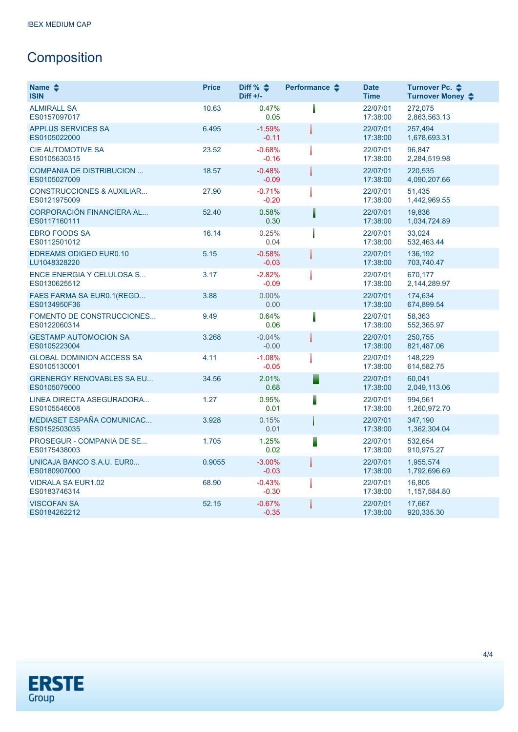IBEX MEDIUM CAP

## Composition

| Name<br>ISIN | Price | Diff %<br>Diff +/- | Performance | Date<br>Time | Turnover Pc.<br>Turnover Money |
|---|---|---|---|---|---|
| ALMIRALL SA<br>ES0157097017 | 10.63 | 0.47%<br>0.05 | | 22/07/01<br>17:38:00 | 272,075<br>2,863,563.13 |
| APPLUS SERVICES SA<br>ES0105022000 | 6.495 | -1.59%<br>-0.11 | | 22/07/01<br>17:38:00 | 257,494<br>1,678,693.31 |
| CIE AUTOMOTIVE SA<br>ES0105630315 | 23.52 | -0.68%<br>-0.16 | | 22/07/01<br>17:38:00 | 96,847<br>2,284,519.98 |
| COMPANIA DE DISTRIBUCION ...<br>ES0105027009 | 18.57 | -0.48%<br>-0.09 | | 22/07/01<br>17:38:00 | 220,535<br>4,090,207.66 |
| CONSTRUCCIONES & AUXILIAR...<br>ES0121975009 | 27.90 | -0.71%<br>-0.20 | | 22/07/01<br>17:38:00 | 51,435<br>1,442,969.55 |
| CORPORACIÓN FINANCIERA AL...<br>ES0117160111 | 52.40 | 0.58%<br>0.30 | | 22/07/01<br>17:38:00 | 19,836<br>1,034,724.89 |
| EBRO FOODS SA<br>ES0112501012 | 16.14 | 0.25%<br>0.04 | | 22/07/01<br>17:38:00 | 33,024<br>532,463.44 |
| EDREAMS ODIGEO EUR0.10<br>LU1048328220 | 5.15 | -0.58%<br>-0.03 | | 22/07/01<br>17:38:00 | 136,192<br>703,740.47 |
| ENCE ENERGIA Y CELULOSA S...<br>ES0130625512 | 3.17 | -2.82%<br>-0.09 | | 22/07/01<br>17:38:00 | 670,177<br>2,144,289.97 |
| FAES FARMA SA EUR0.1(REGD...<br>ES0134950F36 | 3.88 | 0.00%<br>0.00 | | 22/07/01<br>17:38:00 | 174,634<br>674,899.54 |
| FOMENTO DE CONSTRUCCIONES...<br>ES0122060314 | 9.49 | 0.64%<br>0.06 | | 22/07/01<br>17:38:00 | 58,363<br>552,365.97 |
| GESTAMP AUTOMOCION SA<br>ES0105223004 | 3.268 | -0.04%<br>-0.00 | | 22/07/01<br>17:38:00 | 250,755<br>821,487.06 |
| GLOBAL DOMINION ACCESS SA<br>ES0105130001 | 4.11 | -1.08%<br>-0.05 | | 22/07/01<br>17:38:00 | 148,229<br>614,582.75 |
| GRENERGY RENOVABLES SA EU...<br>ES0105079000 | 34.56 | 2.01%<br>0.68 | | 22/07/01<br>17:38:00 | 60,041<br>2,049,113.06 |
| LINEA DIRECTA ASEGURADORA...<br>ES0105546008 | 1.27 | 0.95%<br>0.01 | | 22/07/01<br>17:38:00 | 994,561<br>1,260,972.70 |
| MEDIASET ESPAÑA COMUNICAC...<br>ES0152503035 | 3.928 | 0.15%<br>0.01 | | 22/07/01<br>17:38:00 | 347,190<br>1,362,304.04 |
| PROSEGUR - COMPANIA DE SE...<br>ES0175438003 | 1.705 | 1.25%<br>0.02 | | 22/07/01<br>17:38:00 | 532,654<br>910,975.27 |
| UNICAJA BANCO S.A.U. EUR0...<br>ES0180907000 | 0.9055 | -3.00%<br>-0.03 | | 22/07/01<br>17:38:00 | 1,955,574<br>1,792,696.69 |
| VIDRALA SA EUR1.02<br>ES0183746314 | 68.90 | -0.43%<br>-0.30 | | 22/07/01<br>17:38:00 | 16,805<br>1,157,584.80 |
| VISCOFAN SA<br>ES0184262212 | 52.15 | -0.67%<br>-0.35 | | 22/07/01<br>17:38:00 | 17,667<br>920,335.30 |